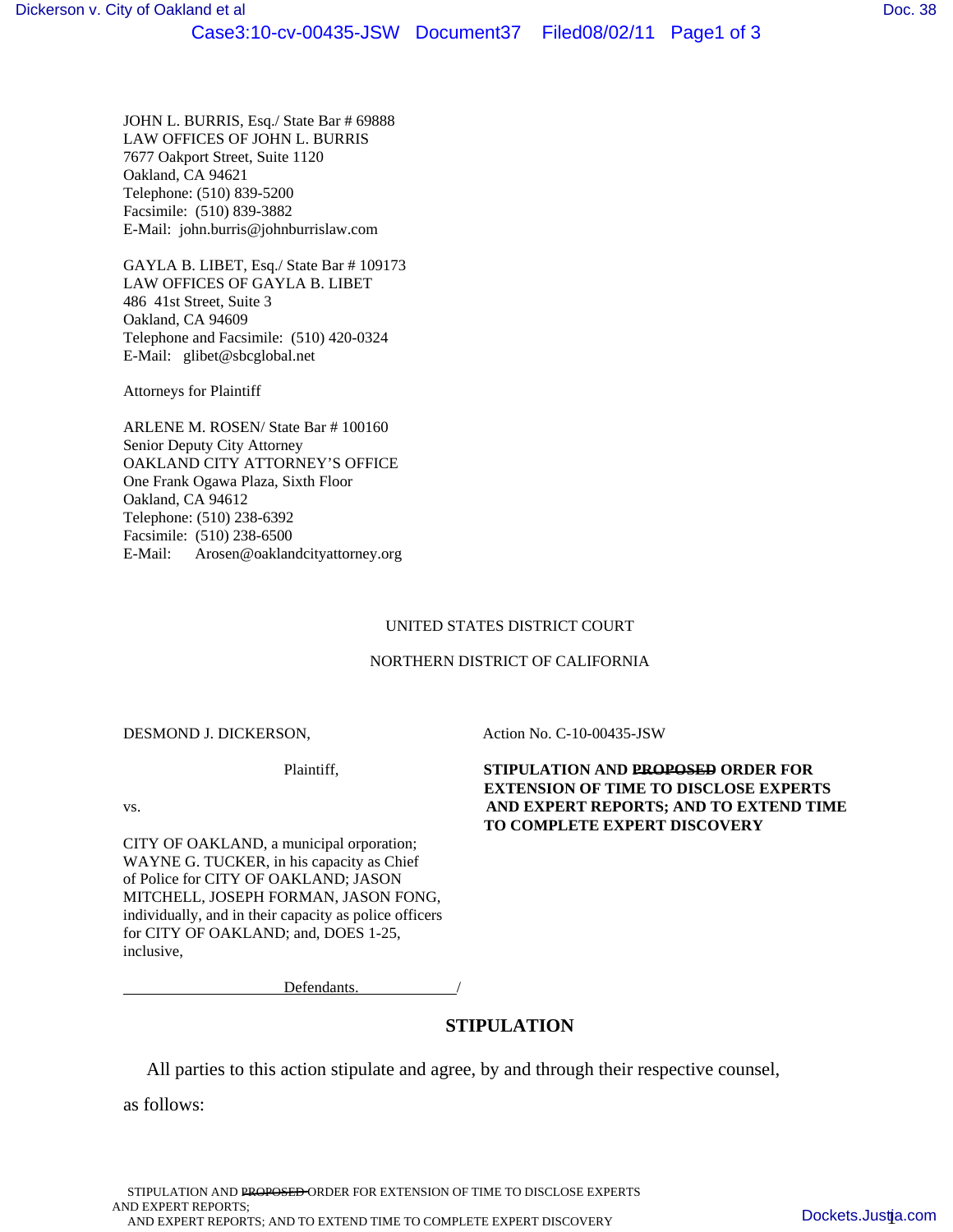JOHN L. BURRIS, Esq./ State Bar # 69888
LAW OFFICES OF JOHN L. BURRIS
7677 Oakport Street, Suite 1120
Oakland, CA 94621
Telephone: (510) 839-5200
Facsimile: (510) 839-3882
E-Mail: john.burris@johnburrislaw.com

GAYLA B. LIBET, Esq./ State Bar # 109173
LAW OFFICES OF GAYLA B. LIBET
486 41st Street, Suite 3
Oakland, CA 94609
Telephone and Facsimile: (510) 420-0324
E-Mail: glibet@sbcglobal.net

Attorneys for Plaintiff

ARLENE M. ROSEN/ State Bar # 100160
Senior Deputy City Attorney
OAKLAND CITY ATTORNEY'S OFFICE
One Frank Ogawa Plaza, Sixth Floor
Oakland, CA 94612
Telephone: (510) 238-6392
Facsimile: (510) 238-6500
E-Mail: Arosen@oaklandcityattorney.org

UNITED STATES DISTRICT COURT

NORTHERN DISTRICT OF CALIFORNIA

DESMOND J. DICKERSON,

Plaintiff,

vs.

CITY OF OAKLAND, a municipal orporation; WAYNE G. TUCKER, in his capacity as Chief of Police for CITY OF OAKLAND; JASON MITCHELL, JOSEPH FORMAN, JASON FONG, individually, and in their capacity as police officers for CITY OF OAKLAND; and, DOES 1-25, inclusive,

Defendants. /

Action No. C-10-00435-JSW

**STIPULATION AND ~~PROPOSED~~ ORDER FOR EXTENSION OF TIME TO DISCLOSE EXPERTS AND EXPERT REPORTS; AND TO EXTEND TIME TO COMPLETE EXPERT DISCOVERY**

## STIPULATION

All parties to this action stipulate and agree, by and through their respective counsel, as follows: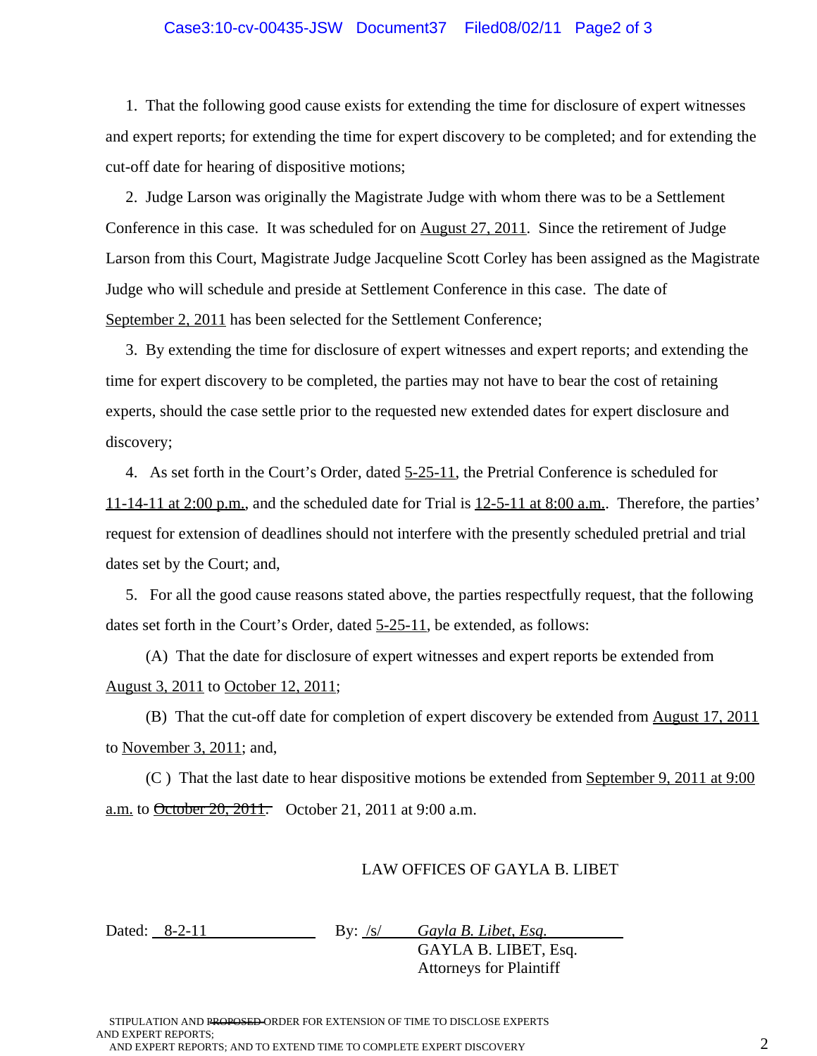1. That the following good cause exists for extending the time for disclosure of expert witnesses and expert reports; for extending the time for expert discovery to be completed; and for extending the cut-off date for hearing of dispositive motions;

2. Judge Larson was originally the Magistrate Judge with whom there was to be a Settlement Conference in this case. It was scheduled for on August 27, 2011. Since the retirement of Judge Larson from this Court, Magistrate Judge Jacqueline Scott Corley has been assigned as the Magistrate Judge who will schedule and preside at Settlement Conference in this case. The date of September 2, 2011 has been selected for the Settlement Conference;

3. By extending the time for disclosure of expert witnesses and expert reports; and extending the time for expert discovery to be completed, the parties may not have to bear the cost of retaining experts, should the case settle prior to the requested new extended dates for expert disclosure and discovery;

4. As set forth in the Court's Order, dated 5-25-11, the Pretrial Conference is scheduled for 11-14-11 at 2:00 p.m., and the scheduled date for Trial is 12-5-11 at 8:00 a.m.. Therefore, the parties' request for extension of deadlines should not interfere with the presently scheduled pretrial and trial dates set by the Court; and,

5. For all the good cause reasons stated above, the parties respectfully request, that the following dates set forth in the Court's Order, dated 5-25-11, be extended, as follows:

(A) That the date for disclosure of expert witnesses and expert reports be extended from August 3, 2011 to October 12, 2011;

(B) That the cut-off date for completion of expert discovery be extended from August 17, 2011 to November 3, 2011; and,

(C ) That the last date to hear dispositive motions be extended from September 9, 2011 at 9:00 a.m. to ~~October 20, 2011.~~ October 21, 2011 at 9:00 a.m.

LAW OFFICES OF GAYLA B. LIBET

Dated: 8-2-11 By: /s/ *Gayla B. Libet, Esq.*
GAYLA B. LIBET, Esq.
Attorneys for Plaintiff

STIPULATION AND ~~PROPOSED~~ ORDER FOR EXTENSION OF TIME TO DISCLOSE EXPERTS AND EXPERT REPORTS;
AND EXPERT REPORTS; AND TO EXTEND TIME TO COMPLETE EXPERT DISCOVERY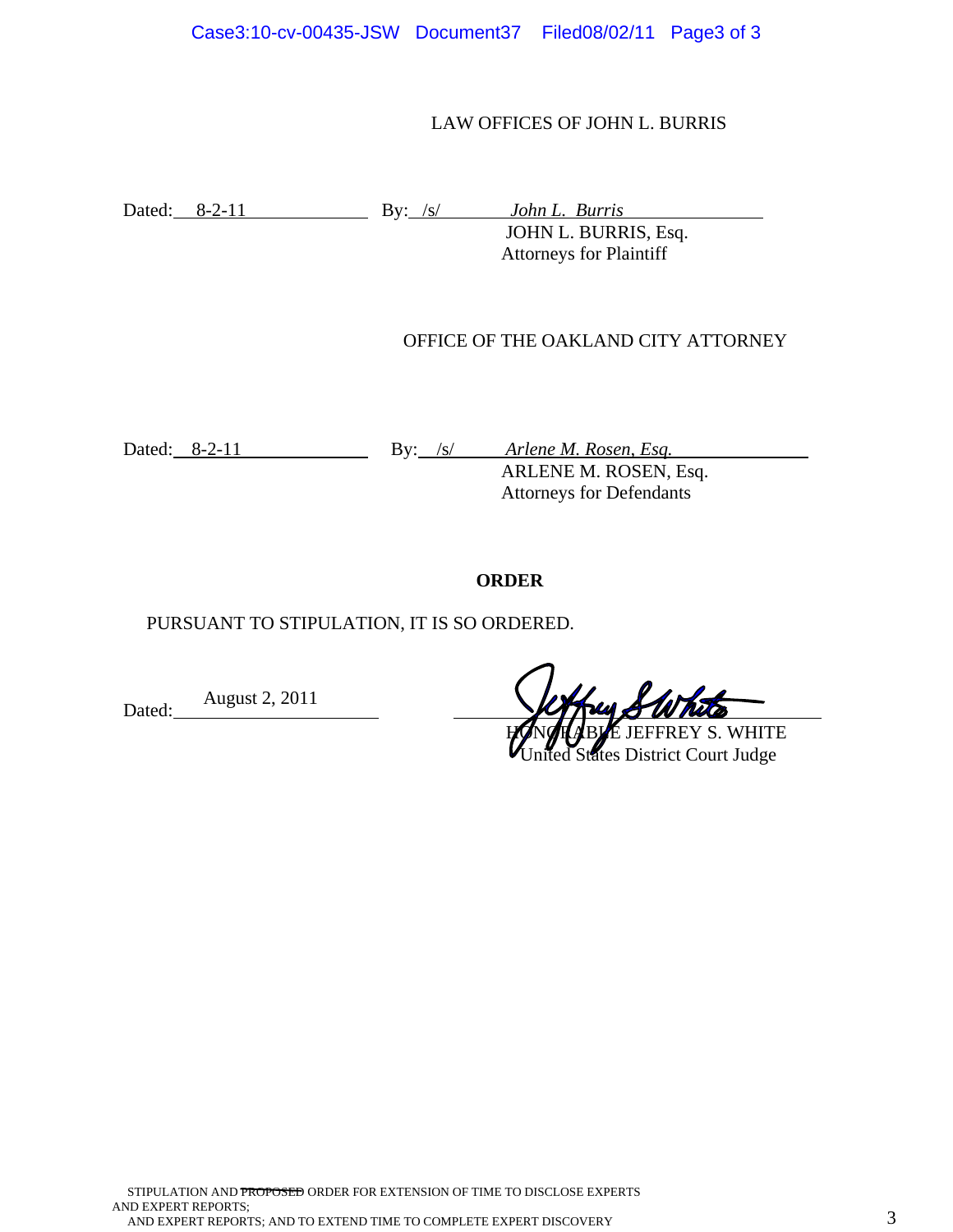LAW OFFICES OF JOHN L. BURRIS

Dated: 8-2-11 By: /s/ *John L. Burris*
JOHN L. BURRIS, Esq.
Attorneys for Plaintiff

OFFICE OF THE OAKLAND CITY ATTORNEY

Dated: 8-2-11 By: /s/ *Arlene M. Rosen, Esq.*
ARLENE M. ROSEN, Esq.
Attorneys for Defendants

**ORDER**

PURSUANT TO STIPULATION, IT IS SO ORDERED.

Dated: August 2, 2011

HONORABLE JEFFREY S. WHITE
United States District Court Judge

STIPULATION AND ~~PROPOSED~~ ORDER FOR EXTENSION OF TIME TO DISCLOSE EXPERTS AND EXPERT REPORTS;
AND EXPERT REPORTS; AND TO EXTEND TIME TO COMPLETE EXPERT DISCOVERY